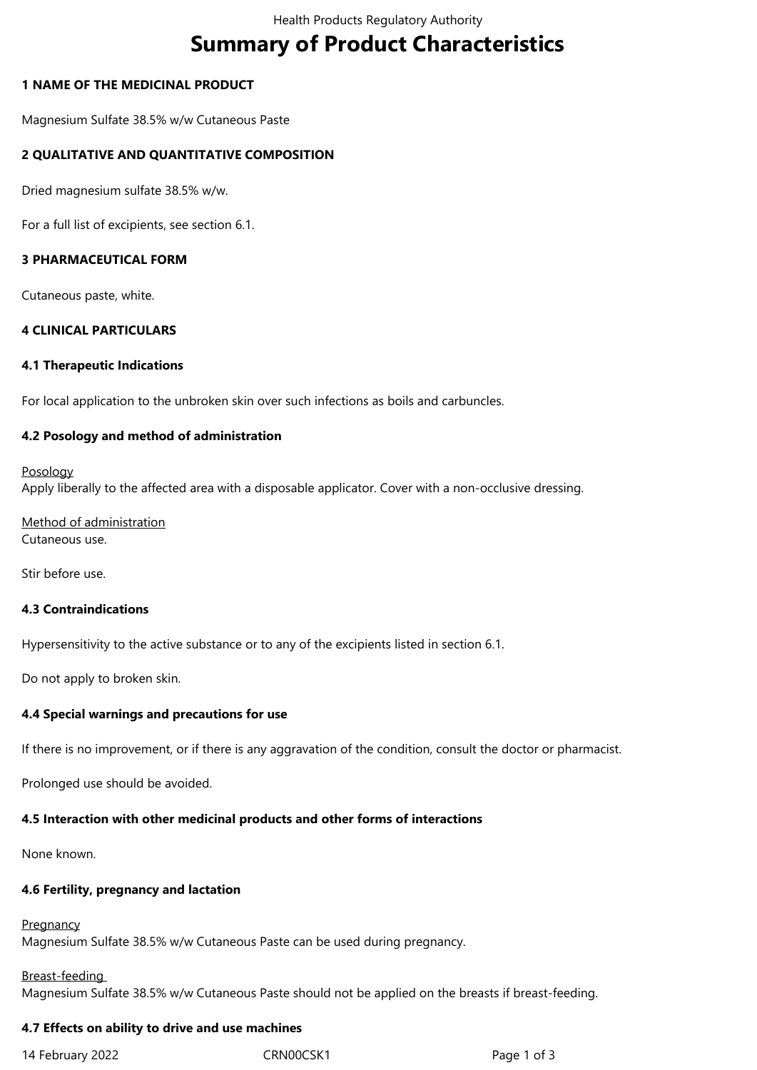# Summary of Product Characteristics

## 1 NAME OF THE MEDICINAL PRODUCT

Magnesium Sulfate 38.5% w/w Cutaneous Paste

## 2 QUALITATIVE AND QUANTITATIVE COMPOSITION

Dried magnesium sulfate 38.5% w/w.

For a full list of excipients, see section 6.1.

## 3 PHARMACEUTICAL FORM

Cutaneous paste, white.

## 4 CLINICAL PARTICULARS

### 4.1 Therapeutic Indications

For local application to the unbroken skin over such infections as boils and carbuncles.

### 4.2 Posology and method of administration

Posology
Apply liberally to the affected area with a disposable applicator. Cover with a non-occlusive dressing.

Method of administration
Cutaneous use.

Stir before use.

### 4.3 Contraindications

Hypersensitivity to the active substance or to any of the excipients listed in section 6.1.

Do not apply to broken skin.

### 4.4 Special warnings and precautions for use

If there is no improvement, or if there is any aggravation of the condition, consult the doctor or pharmacist.

Prolonged use should be avoided.

### 4.5 Interaction with other medicinal products and other forms of interactions

None known.

### 4.6 Fertility, pregnancy and lactation

Pregnancy
Magnesium Sulfate 38.5% w/w Cutaneous Paste can be used during pregnancy.

Breast-feeding
Magnesium Sulfate 38.5% w/w Cutaneous Paste should not be applied on the breasts if breast-feeding.

### 4.7 Effects on ability to drive and use machines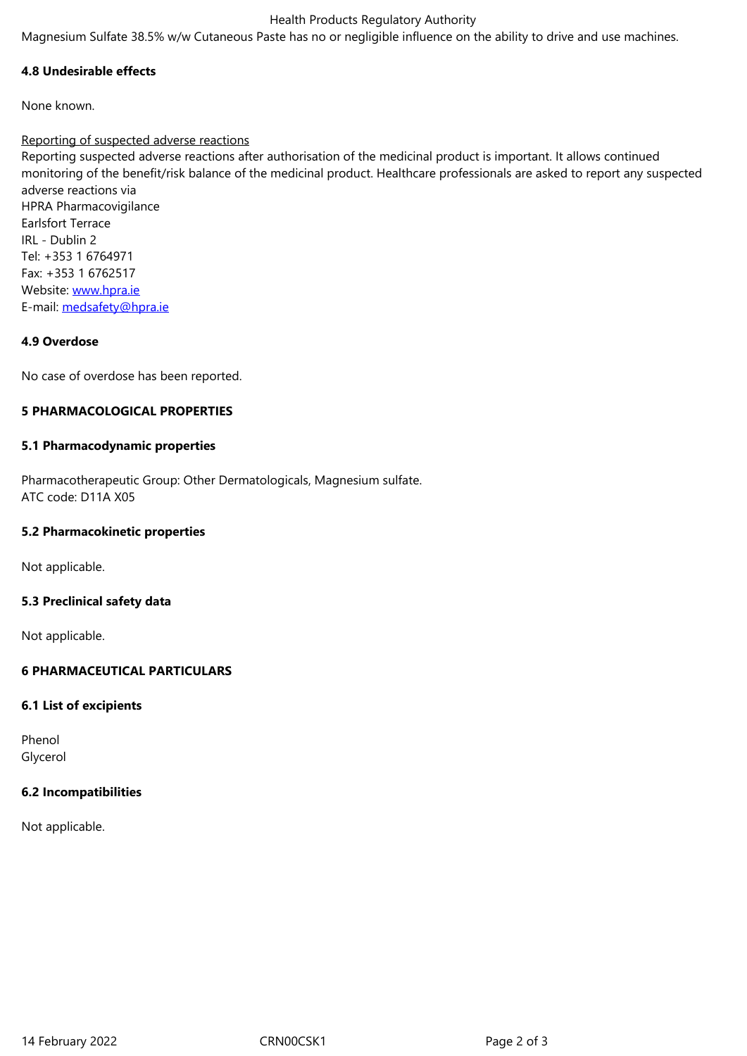Magnesium Sulfate 38.5% w/w Cutaneous Paste has no or negligible influence on the ability to drive and use machines.

### 4.8 Undesirable effects

None known.

Reporting of suspected adverse reactions
Reporting suspected adverse reactions after authorisation of the medicinal product is important. It allows continued monitoring of the benefit/risk balance of the medicinal product. Healthcare professionals are asked to report any suspected adverse reactions via
HPRA Pharmacovigilance
Earlsfort Terrace
IRL - Dublin 2
Tel: +353 1 6764971
Fax: +353 1 6762517
Website: www.hpra.ie
E-mail: medsafety@hpra.ie

### 4.9 Overdose

No case of overdose has been reported.

## 5 PHARMACOLOGICAL PROPERTIES

### 5.1 Pharmacodynamic properties

Pharmacotherapeutic Group: Other Dermatologicals, Magnesium sulfate.
ATC code: D11A X05

### 5.2 Pharmacokinetic properties

Not applicable.

### 5.3 Preclinical safety data

Not applicable.

## 6 PHARMACEUTICAL PARTICULARS

### 6.1 List of excipients

Phenol
Glycerol

### 6.2 Incompatibilities

Not applicable.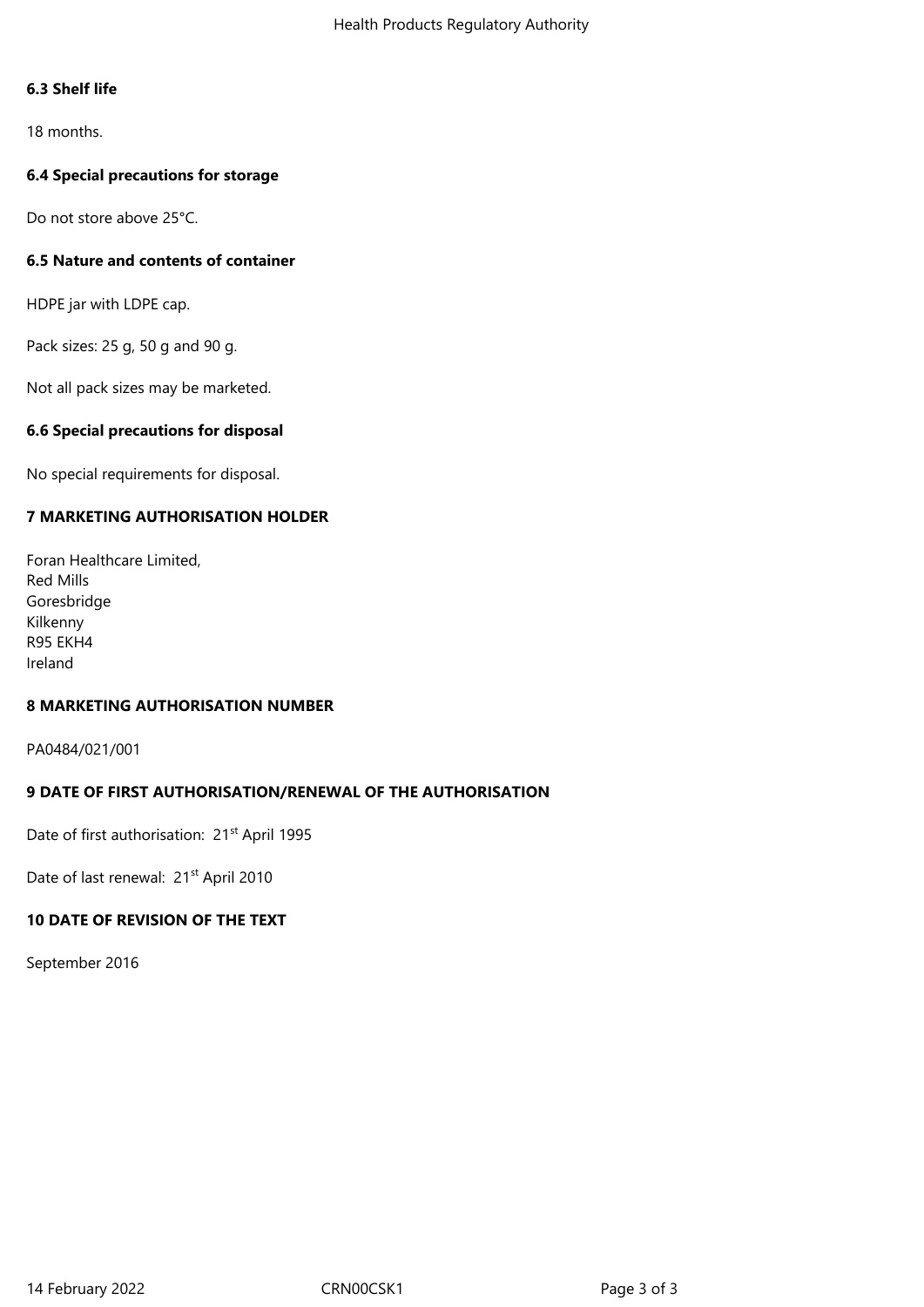### 6.3 Shelf life

18 months.

### 6.4 Special precautions for storage

Do not store above 25°C.

### 6.5 Nature and contents of container

HDPE jar with LDPE cap.

Pack sizes: 25 g, 50 g and 90 g.

Not all pack sizes may be marketed.

### 6.6 Special precautions for disposal

No special requirements for disposal.

## 7 MARKETING AUTHORISATION HOLDER

Foran Healthcare Limited,
Red Mills
Goresbridge
Kilkenny
R95 EKH4
Ireland

## 8 MARKETING AUTHORISATION NUMBER

PA0484/021/001

## 9 DATE OF FIRST AUTHORISATION/RENEWAL OF THE AUTHORISATION

Date of first authorisation: 21st April 1995

Date of last renewal: 21st April 2010

## 10 DATE OF REVISION OF THE TEXT

September 2016